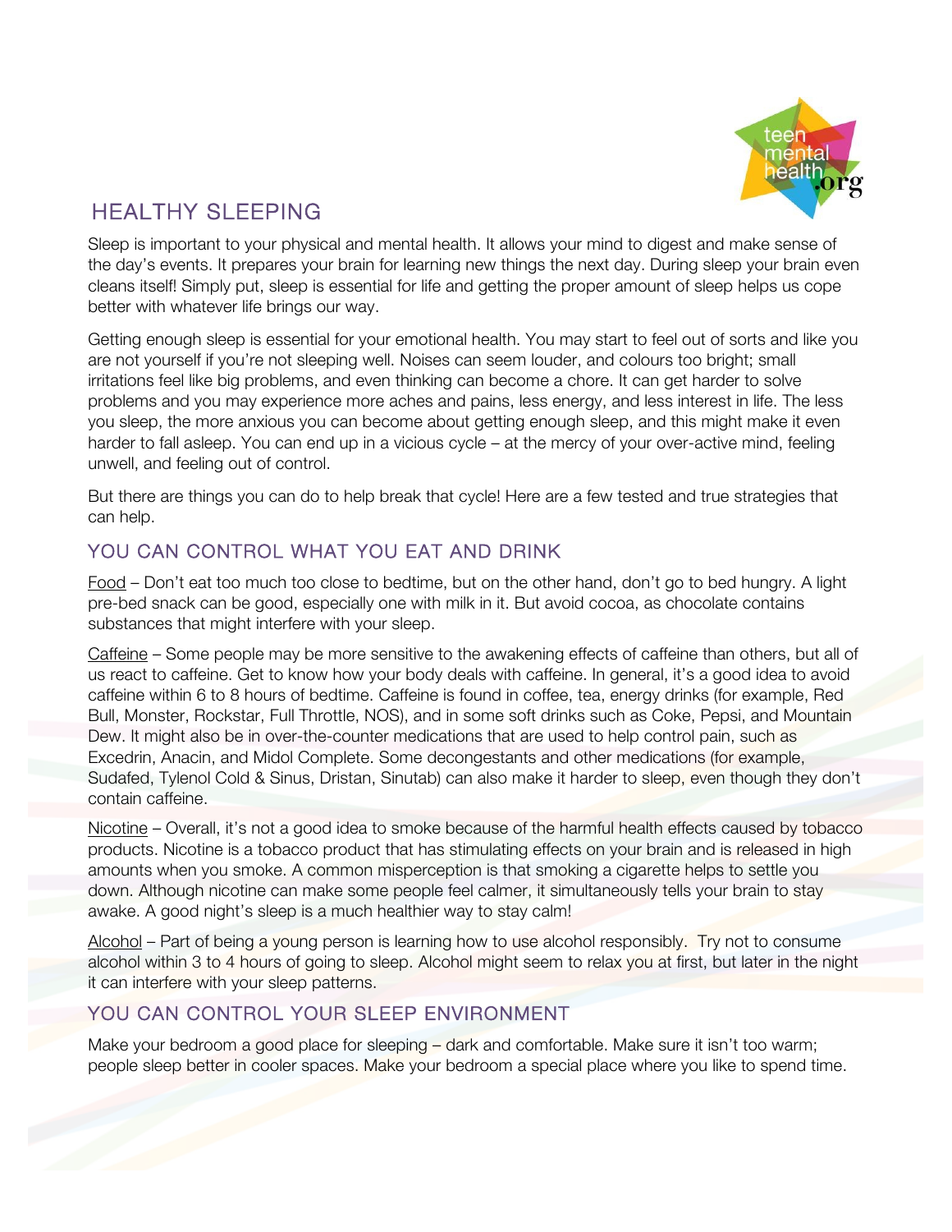# HEALTHY SLEEPING

Sleep is important to your physical and mental health. It allows your mind to digest and make sense of the day's events. It prepares your brain for learning new things the next day. During sleep your brain even cleans itself! Simply put, sleep is essential for life and getting the proper amount of sleep helps us cope better with whatever life brings our way.

Getting enough sleep is essential for your emotional health. You may start to feel out of sorts and like you are not yourself if you're not sleeping well. Noises can seem louder, and colours too bright; small irritations feel like big problems, and even thinking can become a chore. It can get harder to solve problems and you may experience more aches and pains, less energy, and less interest in life. The less you sleep, the more anxious you can become about getting enough sleep, and this might make it even harder to fall asleep. You can end up in a vicious cycle – at the mercy of your over-active mind, feeling unwell, and feeling out of control.

But there are things you can do to help break that cycle! Here are a few tested and true strategies that can help.

## YOU CAN CONTROL WHAT YOU EAT AND DRINK

Food – Don't eat too much too close to bedtime, but on the other hand, don't go to bed hungry. A light pre-bed snack can be good, especially one with milk in it. But avoid cocoa, as chocolate contains substances that might interfere with your sleep.

Caffeine – Some people may be more sensitive to the awakening effects of caffeine than others, but all of us react to caffeine. Get to know how your body deals with caffeine. In general, it's a good idea to avoid caffeine within 6 to 8 hours of bedtime. Caffeine is found in coffee, tea, energy drinks (for example, Red Bull, Monster, Rockstar, Full Throttle, NOS), and in some soft drinks such as Coke, Pepsi, and Mountain Dew. It might also be in over-the-counter medications that are used to help control pain, such as Excedrin, Anacin, and Midol Complete. Some decongestants and other medications (for example, Sudafed, Tylenol Cold & Sinus, Dristan, Sinutab) can also make it harder to sleep, even though they don't contain caffeine.

Nicotine – Overall, it's not a good idea to smoke because of the harmful health effects caused by tobacco products. Nicotine is a tobacco product that has stimulating effects on your brain and is released in high amounts when you smoke. A common misperception is that smoking a cigarette helps to settle you down. Although nicotine can make some people feel calmer, it simultaneously tells your brain to stay awake. A good night's sleep is a much healthier way to stay calm!

Alcohol – Part of being a young person is learning how to use alcohol responsibly. Try not to consume alcohol within 3 to 4 hours of going to sleep. Alcohol might seem to relax you at first, but later in the night it can interfere with your sleep patterns.

## YOU CAN CONTROL YOUR SLEEP ENVIRONMENT

Make your bedroom a good place for sleeping – dark and comfortable. Make sure it isn't too warm; people sleep better in cooler spaces. Make your bedroom a special place where you like to spend time.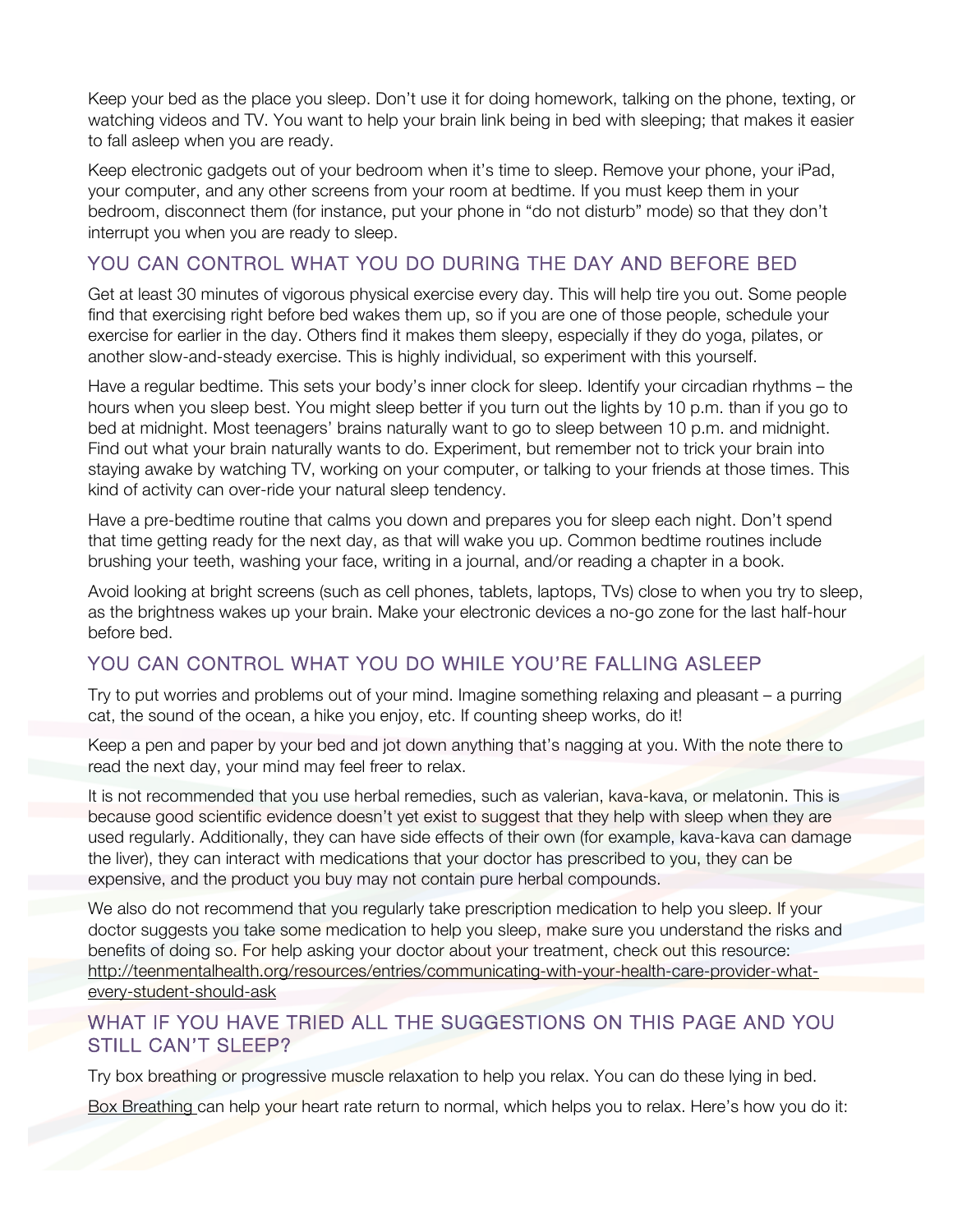Keep your bed as the place you sleep. Don't use it for doing homework, talking on the phone, texting, or watching videos and TV. You want to help your brain link being in bed with sleeping; that makes it easier to fall asleep when you are ready.

Keep electronic gadgets out of your bedroom when it's time to sleep. Remove your phone, your iPad, your computer, and any other screens from your room at bedtime. If you must keep them in your bedroom, disconnect them (for instance, put your phone in "do not disturb" mode) so that they don't interrupt you when you are ready to sleep.

## YOU CAN CONTROL WHAT YOU DO DURING THE DAY AND BEFORE BED

Get at least 30 minutes of vigorous physical exercise every day. This will help tire you out. Some people find that exercising right before bed wakes them up, so if you are one of those people, schedule your exercise for earlier in the day. Others find it makes them sleepy, especially if they do yoga, pilates, or another slow-and-steady exercise. This is highly individual, so experiment with this yourself.

Have a regular bedtime. This sets your body's inner clock for sleep. Identify your circadian rhythms – the hours when you sleep best. You might sleep better if you turn out the lights by 10 p.m. than if you go to bed at midnight. Most teenagers' brains naturally want to go to sleep between 10 p.m. and midnight. Find out what your brain naturally wants to do. Experiment, but remember not to trick your brain into staying awake by watching TV, working on your computer, or talking to your friends at those times. This kind of activity can over-ride your natural sleep tendency.

Have a pre-bedtime routine that calms you down and prepares you for sleep each night. Don't spend that time getting ready for the next day, as that will wake you up. Common bedtime routines include brushing your teeth, washing your face, writing in a journal, and/or reading a chapter in a book.

Avoid looking at bright screens (such as cell phones, tablets, laptops, TVs) close to when you try to sleep, as the brightness wakes up your brain. Make your electronic devices a no-go zone for the last half-hour before bed.

## YOU CAN CONTROL WHAT YOU DO WHILE YOU'RE FALLING ASLEEP

Try to put worries and problems out of your mind. Imagine something relaxing and pleasant – a purring cat, the sound of the ocean, a hike you enjoy, etc. If counting sheep works, do it!

Keep a pen and paper by your bed and jot down anything that's nagging at you. With the note there to read the next day, your mind may feel freer to relax.

It is not recommended that you use herbal remedies, such as valerian, kava-kava, or melatonin. This is because good scientific evidence doesn't yet exist to suggest that they help with sleep when they are used regularly. Additionally, they can have side effects of their own (for example, kava-kava can damage the liver), they can interact with medications that your doctor has prescribed to you, they can be expensive, and the product you buy may not contain pure herbal compounds.

We also do not recommend that you regularly take prescription medication to help you sleep. If your doctor suggests you take some medication to help you sleep, make sure you understand the risks and benefits of doing so. For help asking your doctor about your treatment, check out this resource: http://teenmentalhealth.org/resources/entries/communicating-with-your-health-care-provider-what-every-student-should-ask

## WHAT IF YOU HAVE TRIED ALL THE SUGGESTIONS ON THIS PAGE AND YOU STILL CAN'T SLEEP?

Try box breathing or progressive muscle relaxation to help you relax. You can do these lying in bed.

Box Breathing can help your heart rate return to normal, which helps you to relax. Here's how you do it: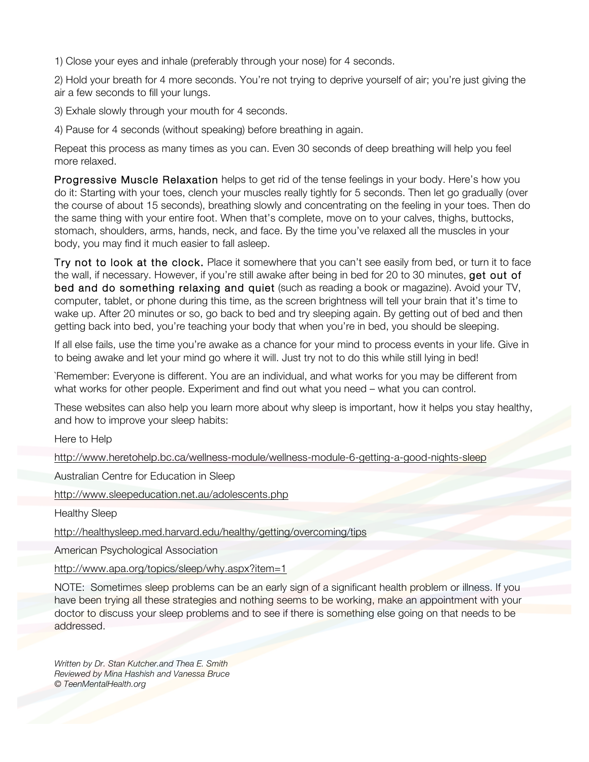1) Close your eyes and inhale (preferably through your nose) for 4 seconds.

2) Hold your breath for 4 more seconds. You're not trying to deprive yourself of air; you're just giving the air a few seconds to fill your lungs.

3) Exhale slowly through your mouth for 4 seconds.

4) Pause for 4 seconds (without speaking) before breathing in again.

Repeat this process as many times as you can. Even 30 seconds of deep breathing will help you feel more relaxed.

**Progressive Muscle Relaxation** helps to get rid of the tense feelings in your body. Here's how you do it: Starting with your toes, clench your muscles really tightly for 5 seconds. Then let go gradually (over the course of about 15 seconds), breathing slowly and concentrating on the feeling in your toes. Then do the same thing with your entire foot. When that's complete, move on to your calves, thighs, buttocks, stomach, shoulders, arms, hands, neck, and face. By the time you've relaxed all the muscles in your body, you may find it much easier to fall asleep.

**Try not to look at the clock.** Place it somewhere that you can't see easily from bed, or turn it to face the wall, if necessary. However, if you're still awake after being in bed for 20 to 30 minutes, **get out of bed and do something relaxing and quiet** (such as reading a book or magazine). Avoid your TV, computer, tablet, or phone during this time, as the screen brightness will tell your brain that it's time to wake up. After 20 minutes or so, go back to bed and try sleeping again. By getting out of bed and then getting back into bed, you're teaching your body that when you're in bed, you should be sleeping.

If all else fails, use the time you're awake as a chance for your mind to process events in your life. Give in to being awake and let your mind go where it will. Just try not to do this while still lying in bed!

`Remember: Everyone is different. You are an individual, and what works for you may be different from what works for other people. Experiment and find out what you need – what you can control.

These websites can also help you learn more about why sleep is important, how it helps you stay healthy, and how to improve your sleep habits:

Here to Help

http://www.heretohelp.bc.ca/wellness-module/wellness-module-6-getting-a-good-nights-sleep

Australian Centre for Education in Sleep

http://www.sleepeducation.net.au/adolescents.php

Healthy Sleep

http://healthysleep.med.harvard.edu/healthy/getting/overcoming/tips

American Psychological Association

http://www.apa.org/topics/sleep/why.aspx?item=1

NOTE: Sometimes sleep problems can be an early sign of a significant health problem or illness. If you have been trying all these strategies and nothing seems to be working, make an appointment with your doctor to discuss your sleep problems and to see if there is something else going on that needs to be addressed.

*Written by Dr. Stan Kutcher.and Thea E. Smith*
*Reviewed by Mina Hashish and Vanessa Bruce*
*© TeenMentalHealth.org*